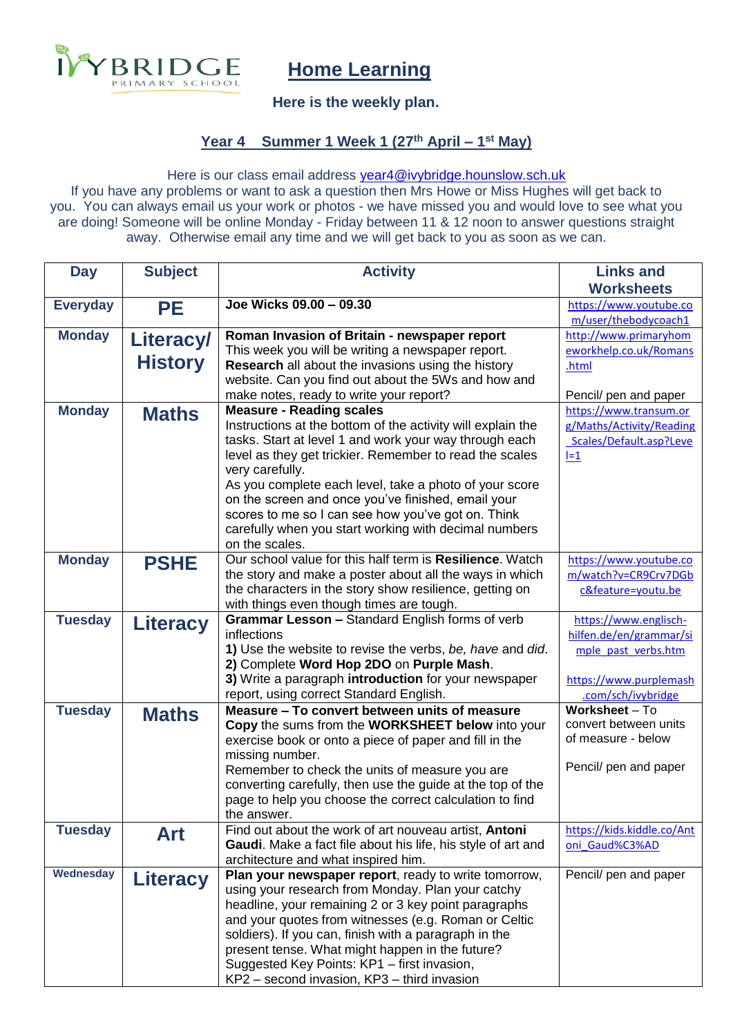IVYBRIDGE PRIMARY SCHOOL

# Home Learning

**Here is the weekly plan.**

## Year 4 Summer 1 Week 1 (27th April – 1st May)

Here is our class email address year4@ivybridge.hounslow.sch.uk
If you have any problems or want to ask a question then Mrs Howe or Miss Hughes will get back to you. You can always email us your work or photos - we have missed you and would love to see what you are doing! Someone will be online Monday - Friday between 11 & 12 noon to answer questions straight away. Otherwise email any time and we will get back to you as soon as we can.

| Day | Subject | Activity | Links and Worksheets |
|---|---|---|---|
| **Everyday** | **PE** | **Joe Wicks 09.00 – 09.30** | https://www.youtube.com/user/thebodycoach1 |
| **Monday** | **Literacy/ History** | **Roman Invasion of Britain - newspaper report** This week you will be writing a newspaper report. **Research** all about the invasions using the history website. Can you find out about the 5Ws and how and make notes, ready to write your report? | http://www.primaryhomeworkhelp.co.uk/Romans.html<br><br>Pencil/ pen and paper |
| **Monday** | **Maths** | **Measure - Reading scales** Instructions at the bottom of the activity will explain the tasks. Start at level 1 and work your way through each level as they get trickier. Remember to read the scales very carefully. As you complete each level, take a photo of your score on the screen and once you've finished, email your scores to me so I can see how you've got on. Think carefully when you start working with decimal numbers on the scales. | https://www.transum.org/Maths/Activity/Reading_Scales/Default.asp?Level=1 |
| **Monday** | **PSHE** | Our school value for this half term is **Resilience**. Watch the story and make a poster about all the ways in which the characters in the story show resilience, getting on with things even though times are tough. | https://www.youtube.com/watch?v=CR9Crv7DGbc&feature=youtu.be |
| **Tuesday** | **Literacy** | **Grammar Lesson –** Standard English forms of verb inflections<br>**1)** Use the website to revise the verbs, *be, have* and *did*.<br>**2)** Complete **Word Hop 2DO** on **Purple Mash**.<br>**3)** Write a paragraph **introduction** for your newspaper report, using correct Standard English. | https://www.englisch-hilfen.de/en/grammar/simple_past_verbs.htm<br><br>https://www.purplemash.com/sch/ivybridge |
| **Tuesday** | **Maths** | **Measure – To convert between units of measure** **Copy** the sums from the **WORKSHEET below** into your exercise book or onto a piece of paper and fill in the missing number. Remember to check the units of measure you are converting carefully, then use the guide at the top of the page to help you choose the correct calculation to find the answer. | **Worksheet** – To convert between units of measure - below<br><br>Pencil/ pen and paper |
| **Tuesday** | **Art** | Find out about the work of art nouveau artist, **Antoni Gaudi**. Make a fact file about his life, his style of art and architecture and what inspired him. | https://kids.kiddle.co/Antoni_Gaud%C3%AD |
| **Wednesday** | **Literacy** | **Plan your newspaper report**, ready to write tomorrow, using your research from Monday. Plan your catchy headline, your remaining 2 or 3 key point paragraphs and your quotes from witnesses (e.g. Roman or Celtic soldiers). If you can, finish with a paragraph in the present tense. What might happen in the future? Suggested Key Points: KP1 – first invasion, KP2 – second invasion, KP3 – third invasion | Pencil/ pen and paper |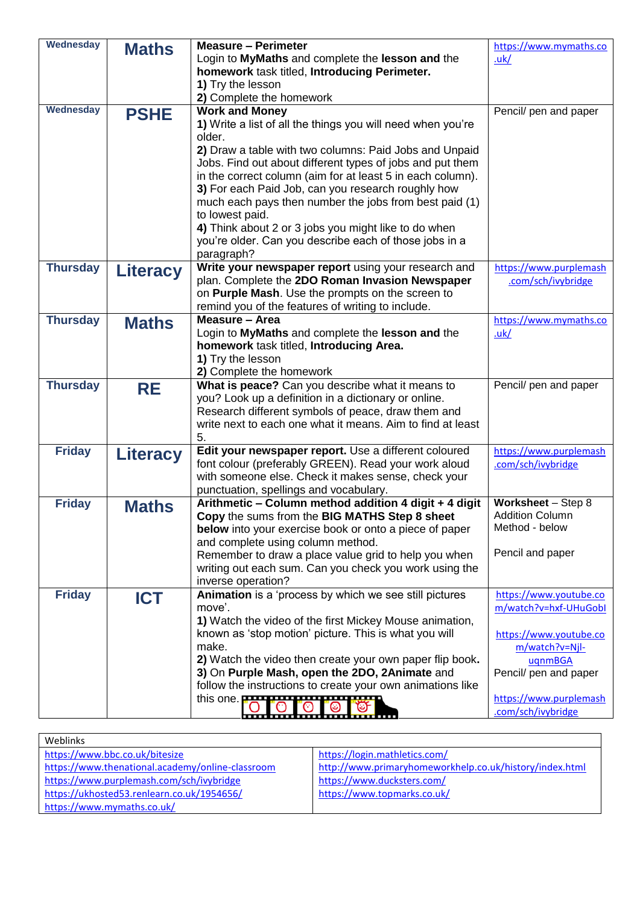| Wednesday | Maths | **Measure – Perimeter**<br>Login to **MyMaths** and complete the **lesson and** the **homework** task titled, **Introducing Perimeter.**<br>**1)** Try the lesson<br>**2)** Complete the homework | https://www.mymaths.co.uk/ |
|---|---|---|---|
| Wednesday | PSHE | **Work and Money**<br>**1)** Write a list of all the things you will need when you're older.<br>**2)** Draw a table with two columns: Paid Jobs and Unpaid Jobs. Find out about different types of jobs and put them in the correct column (aim for at least 5 in each column).<br>**3)** For each Paid Job, can you research roughly how much each pays then number the jobs from best paid (1) to lowest paid.<br>**4)** Think about 2 or 3 jobs you might like to do when you're older. Can you describe each of those jobs in a paragraph? | Pencil/ pen and paper |
| Thursday | Literacy | **Write your newspaper report** using your research and plan. Complete the **2DO Roman Invasion Newspaper** on **Purple Mash**. Use the prompts on the screen to remind you of the features of writing to include. | https://www.purplemash.com/sch/ivybridge |
| Thursday | Maths | **Measure – Area**<br>Login to **MyMaths** and complete the **lesson and** the **homework** task titled, **Introducing Area.**<br>**1)** Try the lesson<br>**2)** Complete the homework | https://www.mymaths.co.uk/ |
| Thursday | RE | **What is peace?** Can you describe what it means to you? Look up a definition in a dictionary or online. Research different symbols of peace, draw them and write next to each one what it means. Aim to find at least 5. | Pencil/ pen and paper |
| Friday | Literacy | **Edit your newspaper report.** Use a different coloured font colour (preferably GREEN). Read your work aloud with someone else. Check it makes sense, check your punctuation, spellings and vocabulary. | https://www.purplemash.com/sch/ivybridge |
| Friday | Maths | **Arithmetic – Column method addition 4 digit + 4 digit**<br>**Copy** the sums from the **BIG MATHS Step 8 sheet below** into your exercise book or onto a piece of paper and complete using column method.<br>Remember to draw a place value grid to help you when writing out each sum. Can you check you work using the inverse operation? | **Worksheet** – Step 8 Addition Column Method - below<br><br>Pencil and paper |
| Friday | ICT | **Animation** is a 'process by which we see still pictures move'.<br>**1)** Watch the video of the first Mickey Mouse animation, known as 'stop motion' picture. This is what you will make.<br>**2)** Watch the video then create your own paper flip book**.**<br>**3)** On **Purple Mash, open the 2DO, 2Animate** and follow the instructions to create your own animations like this one. | https://www.youtube.com/watch?v=hxf-UHuGobI<br><br>https://www.youtube.com/watch?v=Njl-uqnmBGA<br>Pencil/ pen and paper<br><br>https://www.purplemash.com/sch/ivybridge |

| Weblinks | |
|---|---|
| https://www.bbc.co.uk/bitesize<br>https://www.thenational.academy/online-classroom<br>https://www.purplemash.com/sch/ivybridge<br>https://ukhosted53.renlearn.co.uk/1954656/<br>https://www.mymaths.co.uk/ | https://login.mathletics.com/<br>http://www.primaryhomeworkhelp.co.uk/history/index.html<br>https://www.ducksters.com/<br>https://www.topmarks.co.uk/ |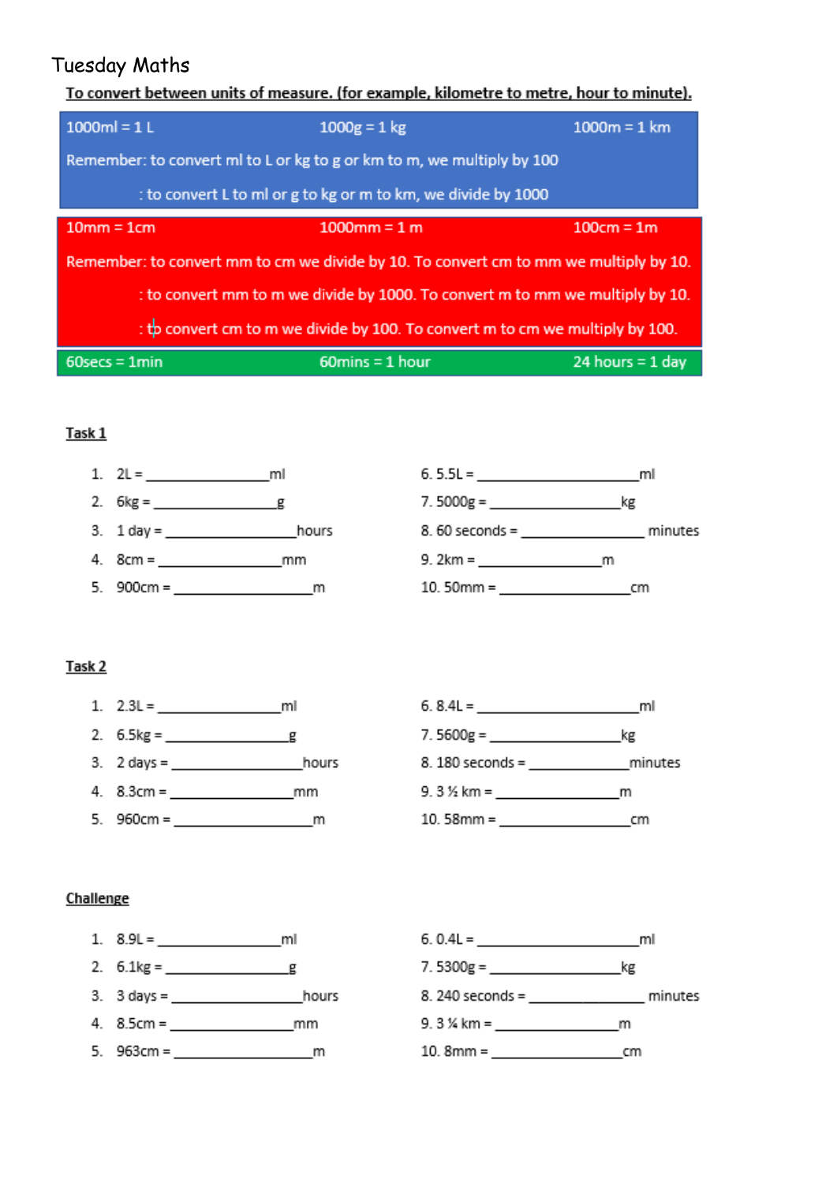# Tuesday Maths

**To convert between units of measure. (for example, kilometre to metre, hour to minute).**

| 1000ml = 1 L | 1000g = 1 kg | 1000m = 1 km |
|---|---|---|
| Remember: to convert ml to L or kg to g or km to m, we multiply by 100 | | |
| : to convert L to ml or g to kg or m to km, we divide by 1000 | | |
| 10mm = 1cm | 1000mm = 1 m | 100cm = 1m |
| Remember: to convert mm to cm we divide by 10. To convert cm to mm we multiply by 10. | | |
| : to convert mm to m we divide by 1000. To convert m to mm we multiply by 10. | | |
| : to convert cm to m we divide by 100. To convert m to cm we multiply by 100. | | |
| 60secs = 1min | 60mins = 1 hour | 24 hours = 1 day |

**Task 1**

1. 2L = ________________ml
2. 6kg = ________________g
3. 1 day = ________________hours
4. 8cm = ________________mm
5. 900cm = ________________m
6. 5.5L = ________________ml
7. 5000g = ________________kg
8. 60 seconds = ________________ minutes
9. 2km = ________________m
10. 50mm = ________________cm

**Task 2**

1. 2.3L = ________________ml
2. 6.5kg = ________________g
3. 2 days = ________________hours
4. 8.3cm = ________________mm
5. 960cm = ________________m
6. 8.4L = ________________ml
7. 5600g = ________________kg
8. 180 seconds = ________________minutes
9. 3 ½ km = ________________m
10. 58mm = ________________cm

**Challenge**

1. 8.9L = ________________ml
2. 6.1kg = ________________g
3. 3 days = ________________hours
4. 8.5cm = ________________mm
5. 963cm = ________________m
6. 0.4L = ________________ml
7. 5300g = ________________kg
8. 240 seconds = ________________ minutes
9. 3 ¼ km = ________________m
10. 8mm = ________________cm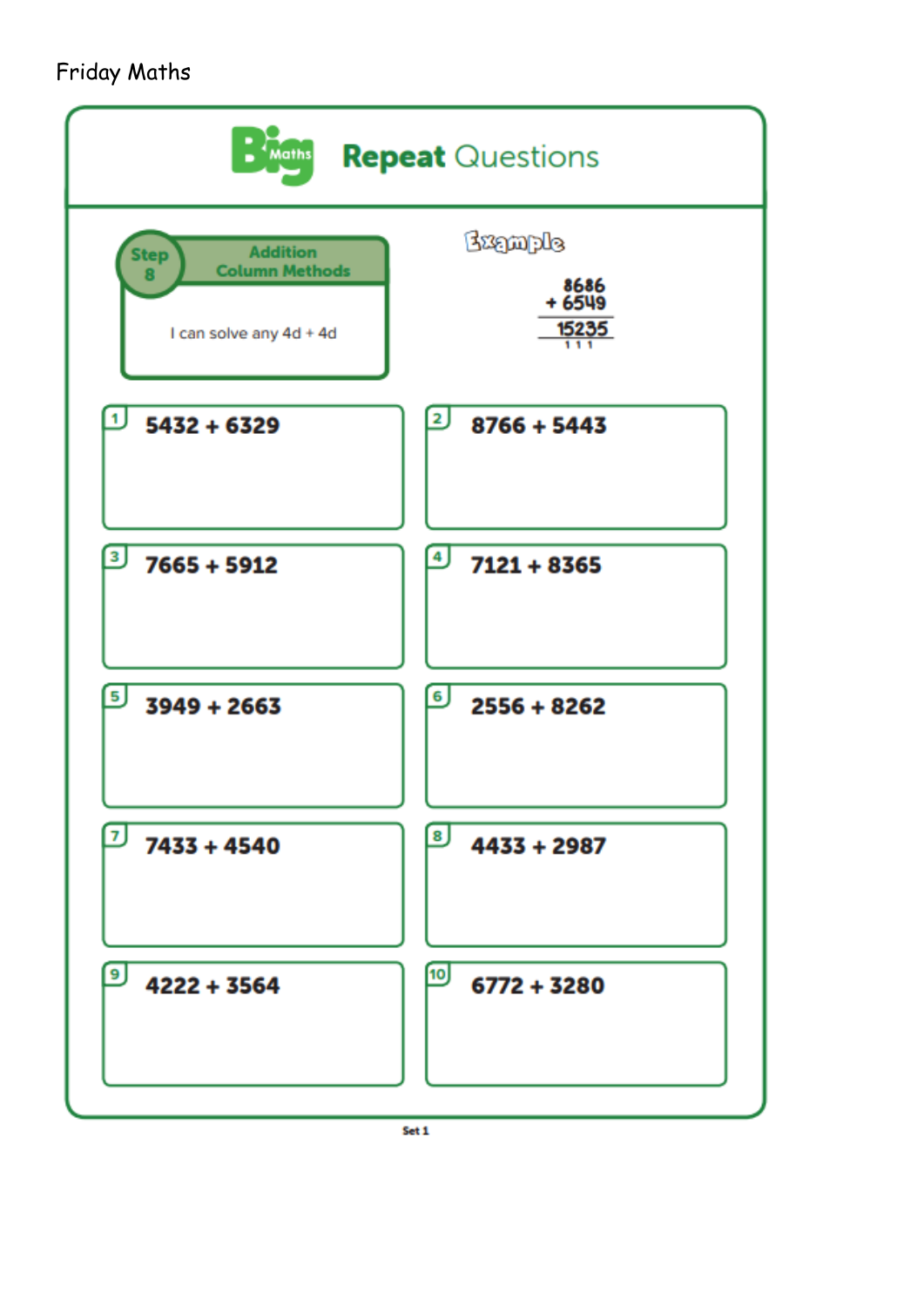Friday Maths

# Big Maths Repeat Questions

**Step 8** — **Addition Column Methods**

I can solve any 4d + 4d

**Example**

```
  8686
+ 6549
 -----
 15235
  1 1 1
```

1. 5432 + 6329
2. 8766 + 5443
3. 7665 + 5912
4. 7121 + 8365
5. 3949 + 2663
6. 2556 + 8262
7. 7433 + 4540
8. 4433 + 2987
9. 4222 + 3564
10. 6772 + 3280

Set 1